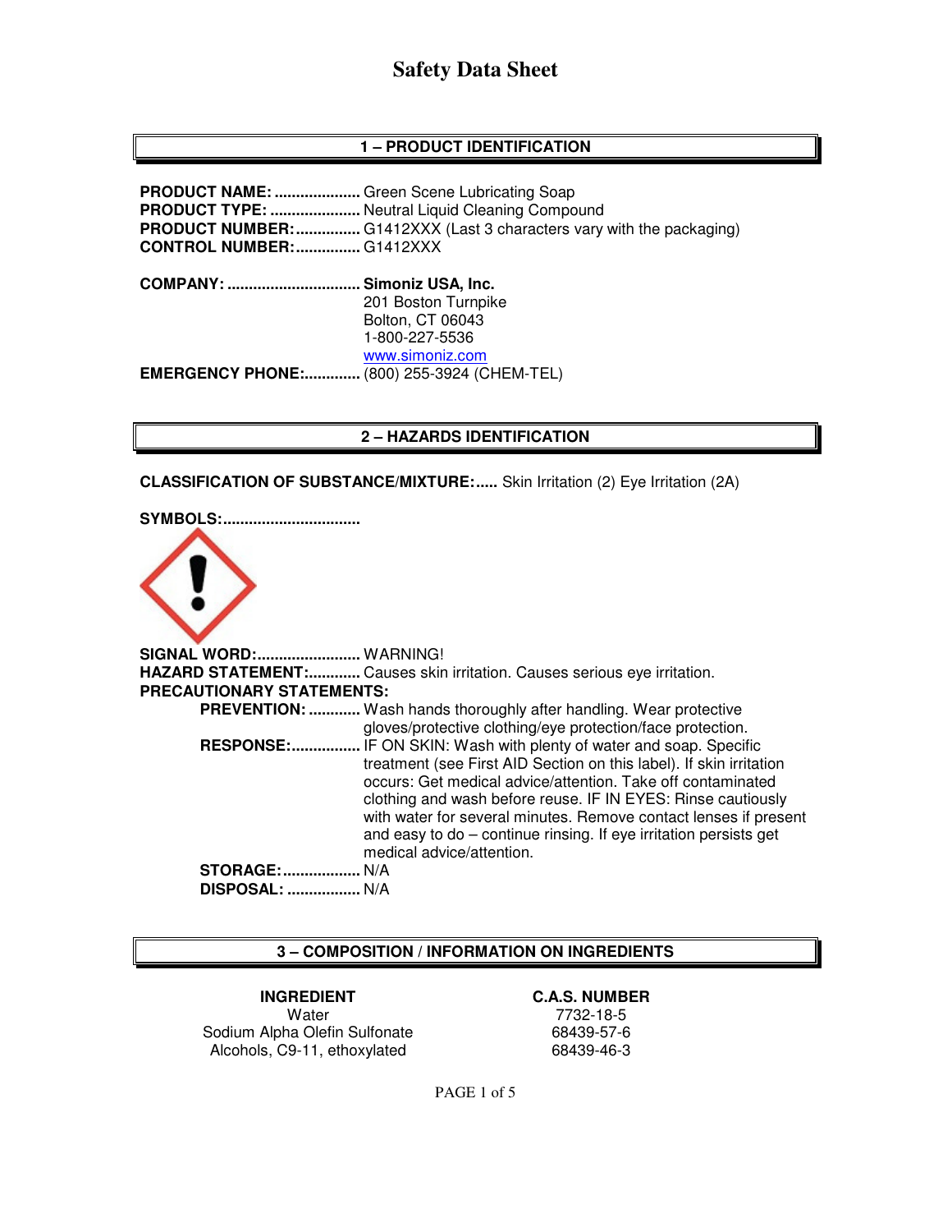# Safety Data Sheet

## 1 – PRODUCT IDENTIFICATION

**PRODUCT NAME:** .................... Green Scene Lubricating Soap
**PRODUCT TYPE:** ..................... Neutral Liquid Cleaning Compound
**PRODUCT NUMBER:** ............... G1412XXX (Last 3 characters vary with the packaging)
**CONTROL NUMBER:** ............... G1412XXX

**COMPANY:** ............................... **Simoniz USA, Inc.**
201 Boston Turnpike
Bolton, CT 06043
1-800-227-5536
www.simoniz.com
**EMERGENCY PHONE:** ............. (800) 255-3924 (CHEM-TEL)

## 2 – HAZARDS IDENTIFICATION

**CLASSIFICATION OF SUBSTANCE/MIXTURE:** ..... Skin Irritation (2) Eye Irritation (2A)

**SYMBOLS:** ...............................

**SIGNAL WORD:** ........................ WARNING!
**HAZARD STATEMENT:** ............ Causes skin irritation. Causes serious eye irritation.
**PRECAUTIONARY STATEMENTS:**

- **PREVENTION:** ............ Wash hands thoroughly after handling. Wear protective gloves/protective clothing/eye protection/face protection.
- **RESPONSE:** ................ IF ON SKIN: Wash with plenty of water and soap. Specific treatment (see First AID Section on this label). If skin irritation occurs: Get medical advice/attention. Take off contaminated clothing and wash before reuse. IF IN EYES: Rinse cautiously with water for several minutes. Remove contact lenses if present and easy to do – continue rinsing. If eye irritation persists get medical advice/attention.
- **STORAGE:** .................. N/A
- **DISPOSAL:** ................. N/A

## 3 – COMPOSITION / INFORMATION ON INGREDIENTS

| INGREDIENT | C.A.S. NUMBER |
|---|---|
| Water | 7732-18-5 |
| Sodium Alpha Olefin Sulfonate | 68439-57-6 |
| Alcohols, C9-11, ethoxylated | 68439-46-3 |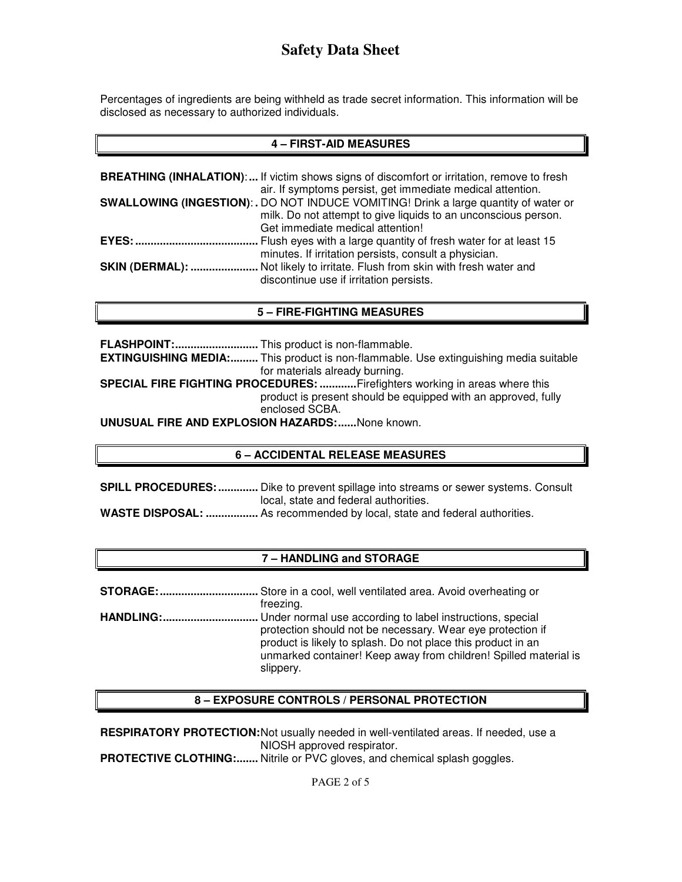Percentages of ingredients are being withheld as trade secret information. This information will be disclosed as necessary to authorized individuals.

## 4 – FIRST-AID MEASURES

**BREATHING (INHALATION):...** If victim shows signs of discomfort or irritation, remove to fresh air. If symptoms persist, get immediate medical attention.

**SWALLOWING (INGESTION):.** DO NOT INDUCE VOMITING! Drink a large quantity of water or milk. Do not attempt to give liquids to an unconscious person. Get immediate medical attention!

**EYES:........................................** Flush eyes with a large quantity of fresh water for at least 15 minutes. If irritation persists, consult a physician.

**SKIN (DERMAL): ......................** Not likely to irritate. Flush from skin with fresh water and discontinue use if irritation persists.

## 5 – FIRE-FIGHTING MEASURES

**FLASHPOINT:...........................** This product is non-flammable.

**EXTINGUISHING MEDIA:.........** This product is non-flammable. Use extinguishing media suitable for materials already burning.

**SPECIAL FIRE FIGHTING PROCEDURES: ............** Firefighters working in areas where this product is present should be equipped with an approved, fully enclosed SCBA.

**UNUSUAL FIRE AND EXPLOSION HAZARDS:......** None known.

## 6 – ACCIDENTAL RELEASE MEASURES

**SPILL PROCEDURES: .............** Dike to prevent spillage into streams or sewer systems. Consult local, state and federal authorities.

**WASTE DISPOSAL: .................** As recommended by local, state and federal authorities.

## 7 – HANDLING and STORAGE

**STORAGE:...............................** Store in a cool, well ventilated area. Avoid overheating or freezing.

**HANDLING:..............................** Under normal use according to label instructions, special protection should not be necessary. Wear eye protection if product is likely to splash. Do not place this product in an unmarked container! Keep away from children! Spilled material is slippery.

## 8 – EXPOSURE CONTROLS / PERSONAL PROTECTION

**RESPIRATORY PROTECTION:** Not usually needed in well-ventilated areas. If needed, use a NIOSH approved respirator.

**PROTECTIVE CLOTHING:.......** Nitrile or PVC gloves, and chemical splash goggles.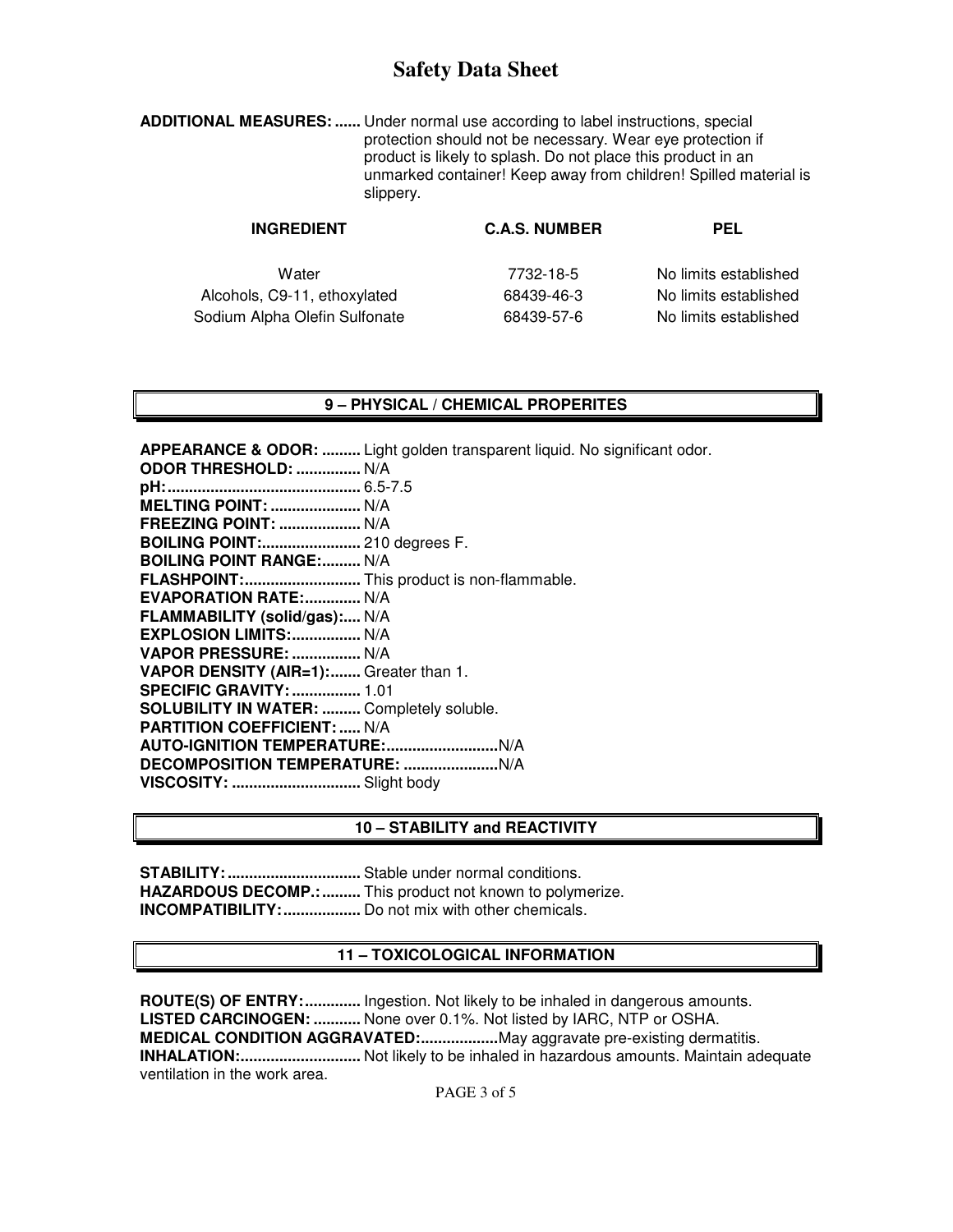**ADDITIONAL MEASURES:** ...... Under normal use according to label instructions, special protection should not be necessary. Wear eye protection if product is likely to splash. Do not place this product in an unmarked container! Keep away from children! Spilled material is slippery.

| INGREDIENT | C.A.S. NUMBER | PEL |
|---|---|---|
| Water | 7732-18-5 | No limits established |
| Alcohols, C9-11, ethoxylated | 68439-46-3 | No limits established |
| Sodium Alpha Olefin Sulfonate | 68439-57-6 | No limits established |

## 9 – PHYSICAL / CHEMICAL PROPERITES

**APPEARANCE & ODOR:** ......... Light golden transparent liquid. No significant odor.
**ODOR THRESHOLD:** ............... N/A
**pH:**............................................ 6.5-7.5
**MELTING POINT:** .................... N/A
**FREEZING POINT:** ................... N/A
**BOILING POINT:**....................... 210 degrees F.
**BOILING POINT RANGE:**......... N/A
**FLASHPOINT:**........................... This product is non-flammable.
**EVAPORATION RATE:**............. N/A
**FLAMMABILITY (solid/gas):**.... N/A
**EXPLOSION LIMITS:**................ N/A
**VAPOR PRESSURE:** ................ N/A
**VAPOR DENSITY (AIR=1):**....... Greater than 1.
**SPECIFIC GRAVITY:**................ 1.01
**SOLUBILITY IN WATER:** ......... Completely soluble.
**PARTITION COEFFICIENT:** ..... N/A
**AUTO-IGNITION TEMPERATURE:**..........................N/A
**DECOMPOSITION TEMPERATURE:** ......................N/A
**VISCOSITY:** .............................. Slight body

## 10 – STABILITY and REACTIVITY

**STABILITY:**............................... Stable under normal conditions.
**HAZARDOUS DECOMP.:**......... This product not known to polymerize.
**INCOMPATIBILITY:**.................. Do not mix with other chemicals.

## 11 – TOXICOLOGICAL INFORMATION

**ROUTE(S) OF ENTRY:**............. Ingestion. Not likely to be inhaled in dangerous amounts.
**LISTED CARCINOGEN:** ........... None over 0.1%. Not listed by IARC, NTP or OSHA.
**MEDICAL CONDITION AGGRAVATED:**..................May aggravate pre-existing dermatitis.
**INHALATION:**............................ Not likely to be inhaled in hazardous amounts. Maintain adequate ventilation in the work area.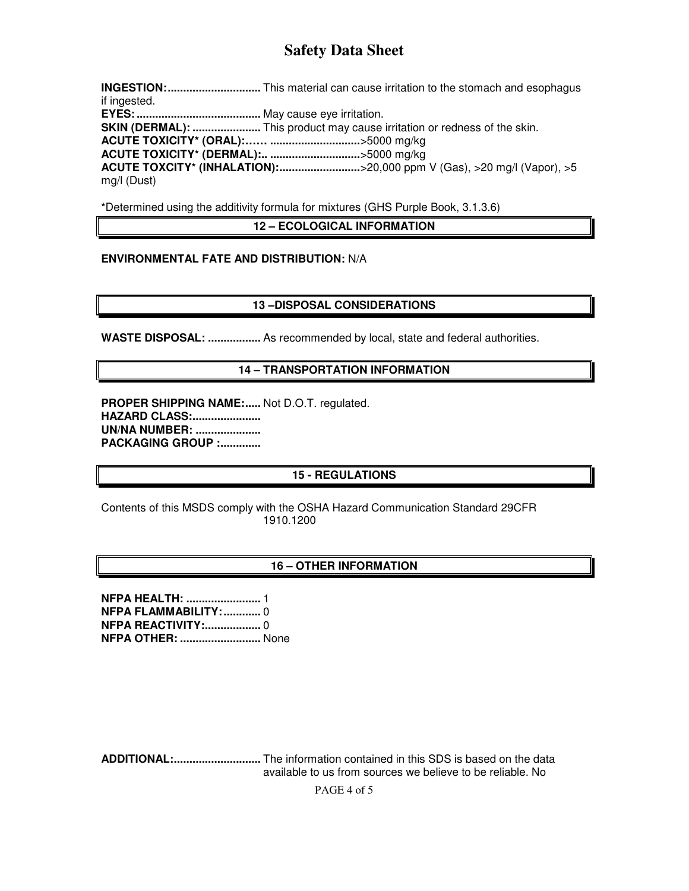**INGESTION:..............................** This material can cause irritation to the stomach and esophagus if ingested.
**EYES:........................................** May cause eye irritation.
**SKIN (DERMAL):......................** This product may cause irritation or redness of the skin.
**ACUTE TOXICITY* (ORAL):…… .............................**>5000 mg/kg
**ACUTE TOXICITY* (DERMAL):.. .............................**>5000 mg/kg
**ACUTE TOXCITY* (INHALATION):..........................**>20,000 ppm V (Gas), >20 mg/l (Vapor), >5 mg/l (Dust)

***Determined using the additivity formula for mixtures (GHS Purple Book, 3.1.3.6)

## 12 – ECOLOGICAL INFORMATION

**ENVIRONMENTAL FATE AND DISTRIBUTION:** N/A

## 13 –DISPOSAL CONSIDERATIONS

**WASTE DISPOSAL: .................** As recommended by local, state and federal authorities.

## 14 – TRANSPORTATION INFORMATION

**PROPER SHIPPING NAME:.....** Not D.O.T. regulated.
**HAZARD CLASS:......................**
**UN/NA NUMBER: .....................**
**PACKAGING GROUP :.............**

## 15 - REGULATIONS

Contents of this MSDS comply with the OSHA Hazard Communication Standard 29CFR 1910.1200

## 16 – OTHER INFORMATION

**NFPA HEALTH: ........................** 1
**NFPA FLAMMABILITY:............** 0
**NFPA REACTIVITY:..................** 0
**NFPA OTHER: ..........................** None

**ADDITIONAL:............................** The information contained in this SDS is based on the data available to us from sources we believe to be reliable. No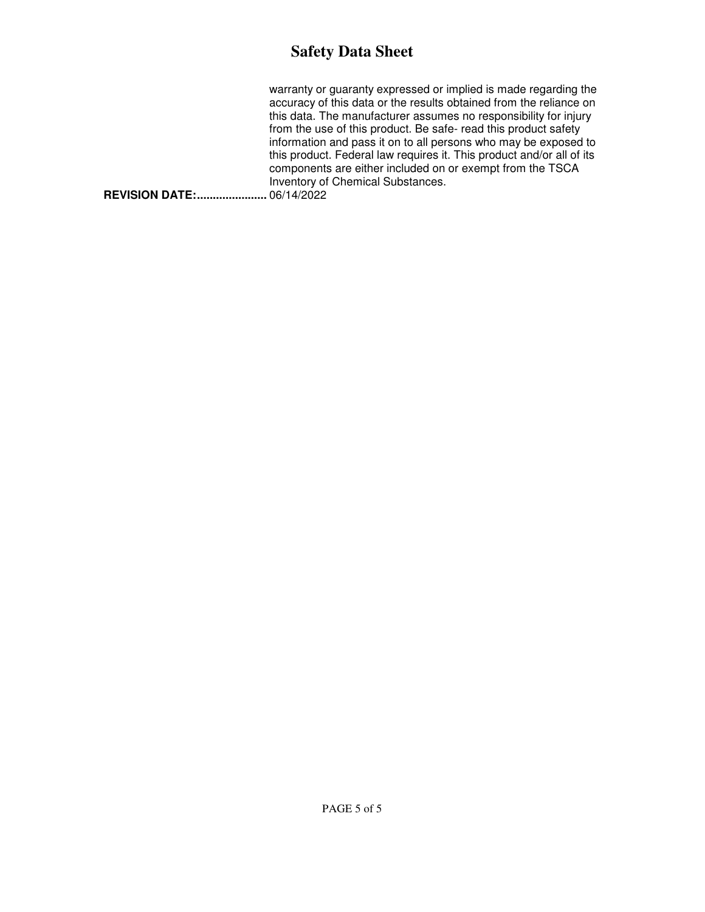warranty or guaranty expressed or implied is made regarding the accuracy of this data or the results obtained from the reliance on this data. The manufacturer assumes no responsibility for injury from the use of this product. Be safe- read this product safety information and pass it on to all persons who may be exposed to this product. Federal law requires it. This product and/or all of its components are either included on or exempt from the TSCA Inventory of Chemical Substances.

**REVISION DATE:......................** 06/14/2022